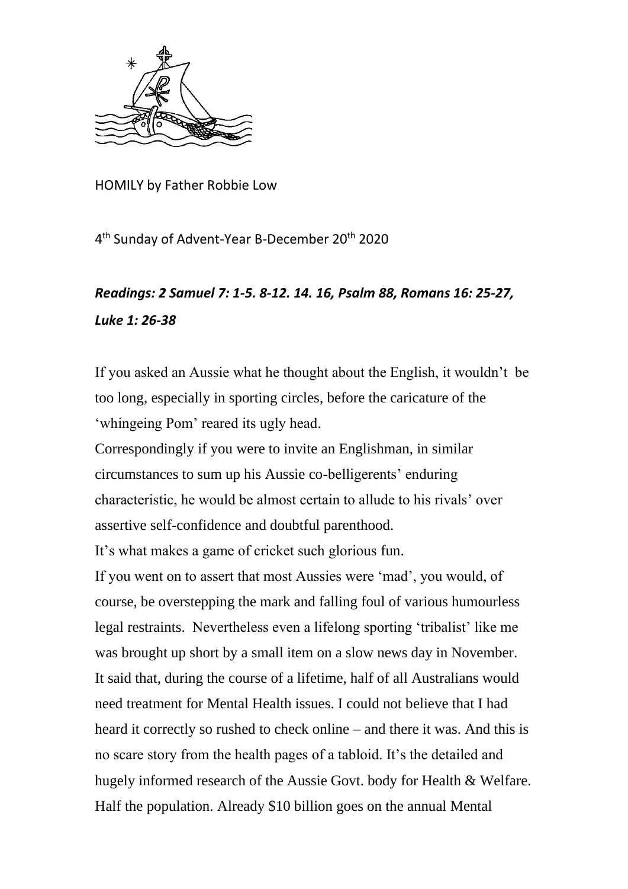HOMILY by Father Robbie Low

4th Sunday of Advent-Year B-December 20th 2020

***Readings: 2 Samuel 7: 1-5. 8-12. 14. 16, Psalm 88, Romans 16: 25-27, Luke 1: 26-38***

If you asked an Aussie what he thought about the English, it wouldn't be too long, especially in sporting circles, before the caricature of the 'whingeing Pom' reared its ugly head.

Correspondingly if you were to invite an Englishman, in similar circumstances to sum up his Aussie co-belligerents' enduring characteristic, he would be almost certain to allude to his rivals' over assertive self-confidence and doubtful parenthood.

It's what makes a game of cricket such glorious fun.

If you went on to assert that most Aussies were 'mad', you would, of course, be overstepping the mark and falling foul of various humourless legal restraints. Nevertheless even a lifelong sporting 'tribalist' like me was brought up short by a small item on a slow news day in November. It said that, during the course of a lifetime, half of all Australians would need treatment for Mental Health issues. I could not believe that I had heard it correctly so rushed to check online – and there it was. And this is no scare story from the health pages of a tabloid. It's the detailed and hugely informed research of the Aussie Govt. body for Health & Welfare. Half the population. Already $10 billion goes on the annual Mental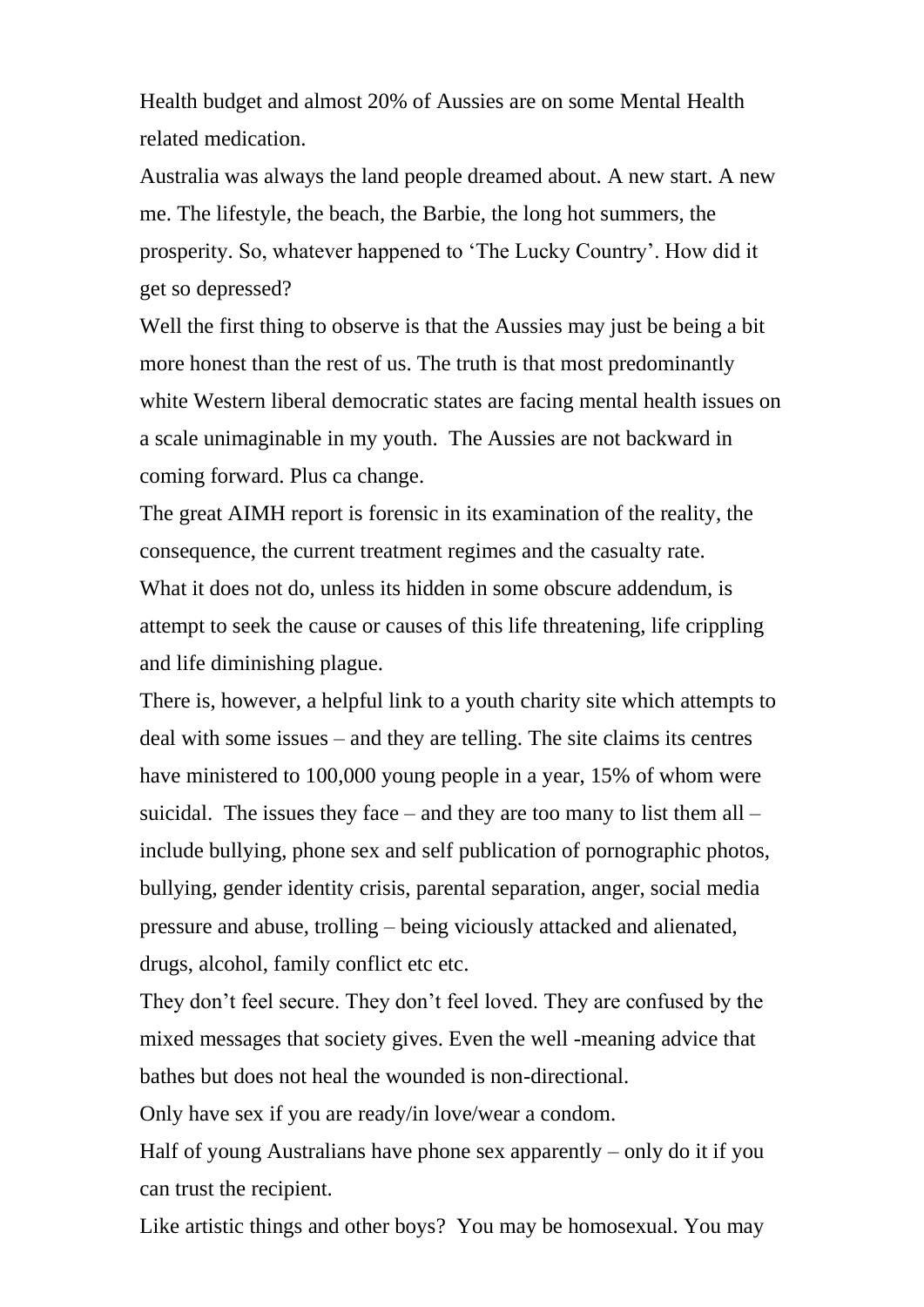Health budget and almost 20% of Aussies are on some Mental Health related medication.

Australia was always the land people dreamed about. A new start. A new me. The lifestyle, the beach, the Barbie, the long hot summers, the prosperity. So, whatever happened to 'The Lucky Country'. How did it get so depressed?

Well the first thing to observe is that the Aussies may just be being a bit more honest than the rest of us. The truth is that most predominantly white Western liberal democratic states are facing mental health issues on a scale unimaginable in my youth. The Aussies are not backward in coming forward. Plus ca change.

The great AIMH report is forensic in its examination of the reality, the consequence, the current treatment regimes and the casualty rate.

What it does not do, unless its hidden in some obscure addendum, is attempt to seek the cause or causes of this life threatening, life crippling and life diminishing plague.

There is, however, a helpful link to a youth charity site which attempts to deal with some issues – and they are telling. The site claims its centres have ministered to 100,000 young people in a year, 15% of whom were suicidal. The issues they face – and they are too many to list them all – include bullying, phone sex and self publication of pornographic photos, bullying, gender identity crisis, parental separation, anger, social media pressure and abuse, trolling – being viciously attacked and alienated, drugs, alcohol, family conflict etc etc.

They don't feel secure. They don't feel loved. They are confused by the mixed messages that society gives. Even the well -meaning advice that bathes but does not heal the wounded is non-directional.

Only have sex if you are ready/in love/wear a condom.

Half of young Australians have phone sex apparently – only do it if you can trust the recipient.

Like artistic things and other boys? You may be homosexual. You may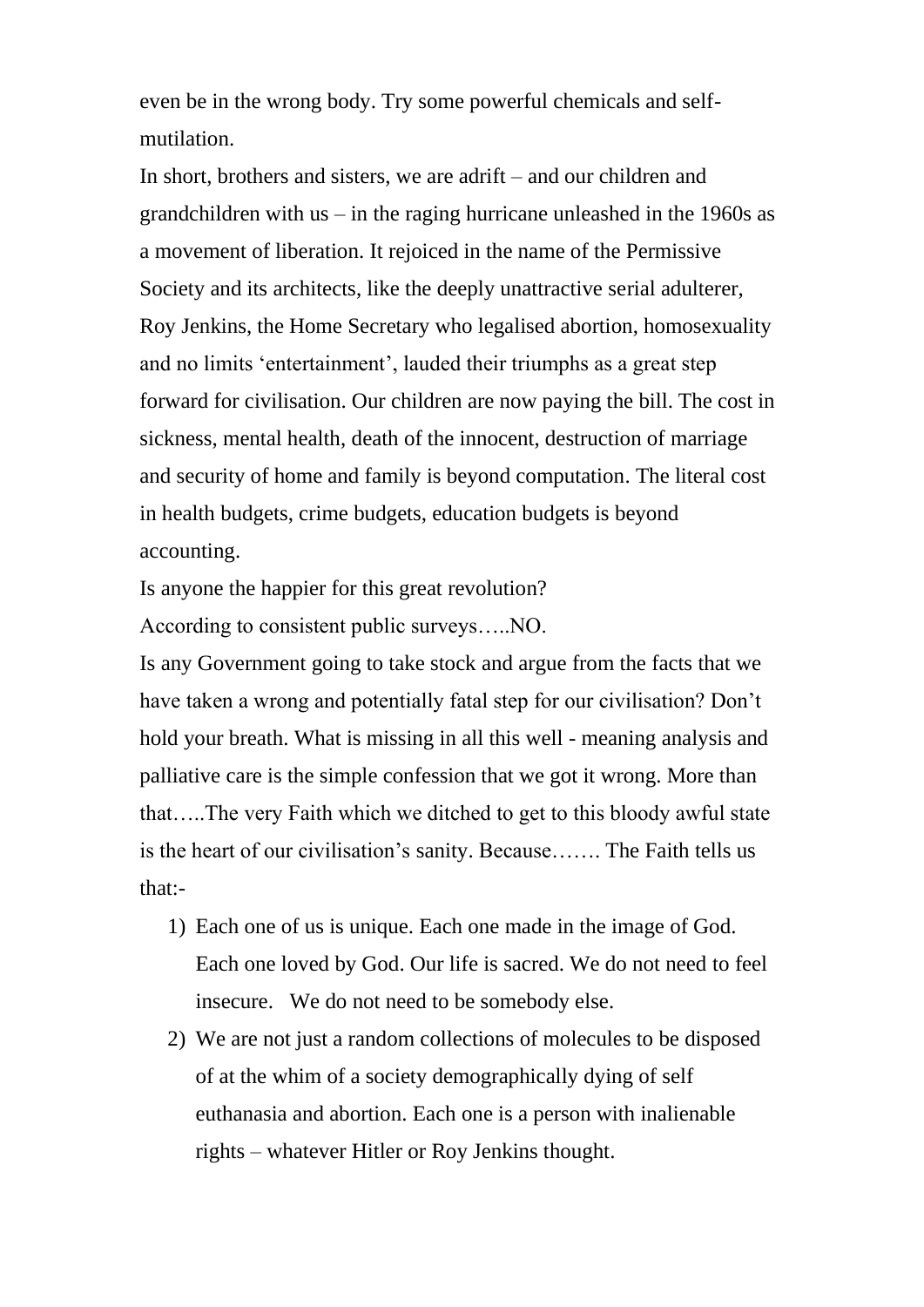even be in the wrong body. Try some powerful chemicals and self-mutilation.

In short, brothers and sisters, we are adrift – and our children and grandchildren with us – in the raging hurricane unleashed in the 1960s as a movement of liberation. It rejoiced in the name of the Permissive Society and its architects, like the deeply unattractive serial adulterer, Roy Jenkins, the Home Secretary who legalised abortion, homosexuality and no limits 'entertainment', lauded their triumphs as a great step forward for civilisation. Our children are now paying the bill. The cost in sickness, mental health, death of the innocent, destruction of marriage and security of home and family is beyond computation. The literal cost in health budgets, crime budgets, education budgets is beyond accounting.

Is anyone the happier for this great revolution?

According to consistent public surveys…..NO.

Is any Government going to take stock and argue from the facts that we have taken a wrong and potentially fatal step for our civilisation? Don't hold your breath. What is missing in all this well - meaning analysis and palliative care is the simple confession that we got it wrong. More than that…..The very Faith which we ditched to get to this bloody awful state is the heart of our civilisation's sanity. Because……. The Faith tells us that:-

1) Each one of us is unique. Each one made in the image of God. Each one loved by God. Our life is sacred. We do not need to feel insecure. We do not need to be somebody else.
2) We are not just a random collections of molecules to be disposed of at the whim of a society demographically dying of self euthanasia and abortion. Each one is a person with inalienable rights – whatever Hitler or Roy Jenkins thought.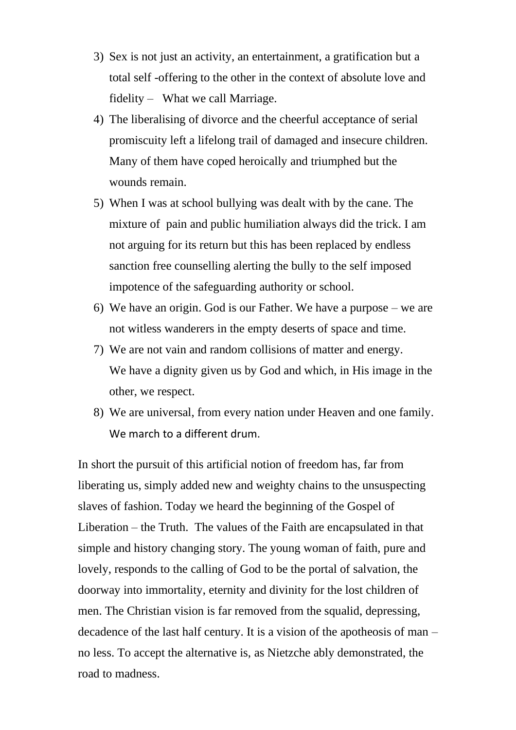3) Sex is not just an activity, an entertainment, a gratification but a total self -offering to the other in the context of absolute love and fidelity – What we call Marriage.
4) The liberalising of divorce and the cheerful acceptance of serial promiscuity left a lifelong trail of damaged and insecure children. Many of them have coped heroically and triumphed but the wounds remain.
5) When I was at school bullying was dealt with by the cane. The mixture of pain and public humiliation always did the trick. I am not arguing for its return but this has been replaced by endless sanction free counselling alerting the bully to the self imposed impotence of the safeguarding authority or school.
6) We have an origin. God is our Father. We have a purpose – we are not witless wanderers in the empty deserts of space and time.
7) We are not vain and random collisions of matter and energy. We have a dignity given us by God and which, in His image in the other, we respect.
8) We are universal, from every nation under Heaven and one family. We march to a different drum.

In short the pursuit of this artificial notion of freedom has, far from liberating us, simply added new and weighty chains to the unsuspecting slaves of fashion. Today we heard the beginning of the Gospel of Liberation – the Truth. The values of the Faith are encapsulated in that simple and history changing story. The young woman of faith, pure and lovely, responds to the calling of God to be the portal of salvation, the doorway into immortality, eternity and divinity for the lost children of men. The Christian vision is far removed from the squalid, depressing, decadence of the last half century. It is a vision of the apotheosis of man – no less. To accept the alternative is, as Nietzche ably demonstrated, the road to madness.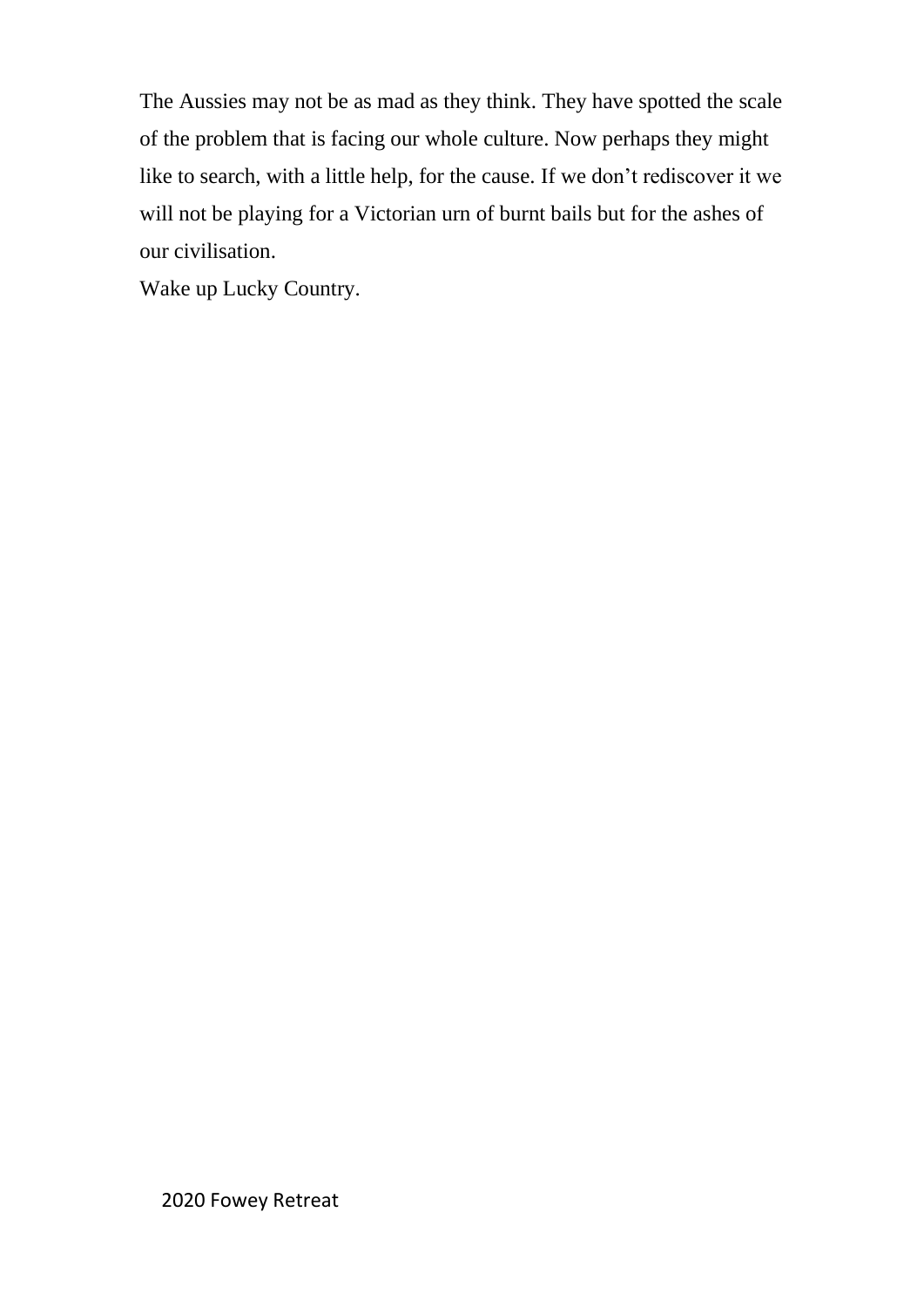The Aussies may not be as mad as they think. They have spotted the scale of the problem that is facing our whole culture. Now perhaps they might like to search, with a little help, for the cause. If we don't rediscover it we will not be playing for a Victorian urn of burnt bails but for the ashes of our civilisation.

Wake up Lucky Country.